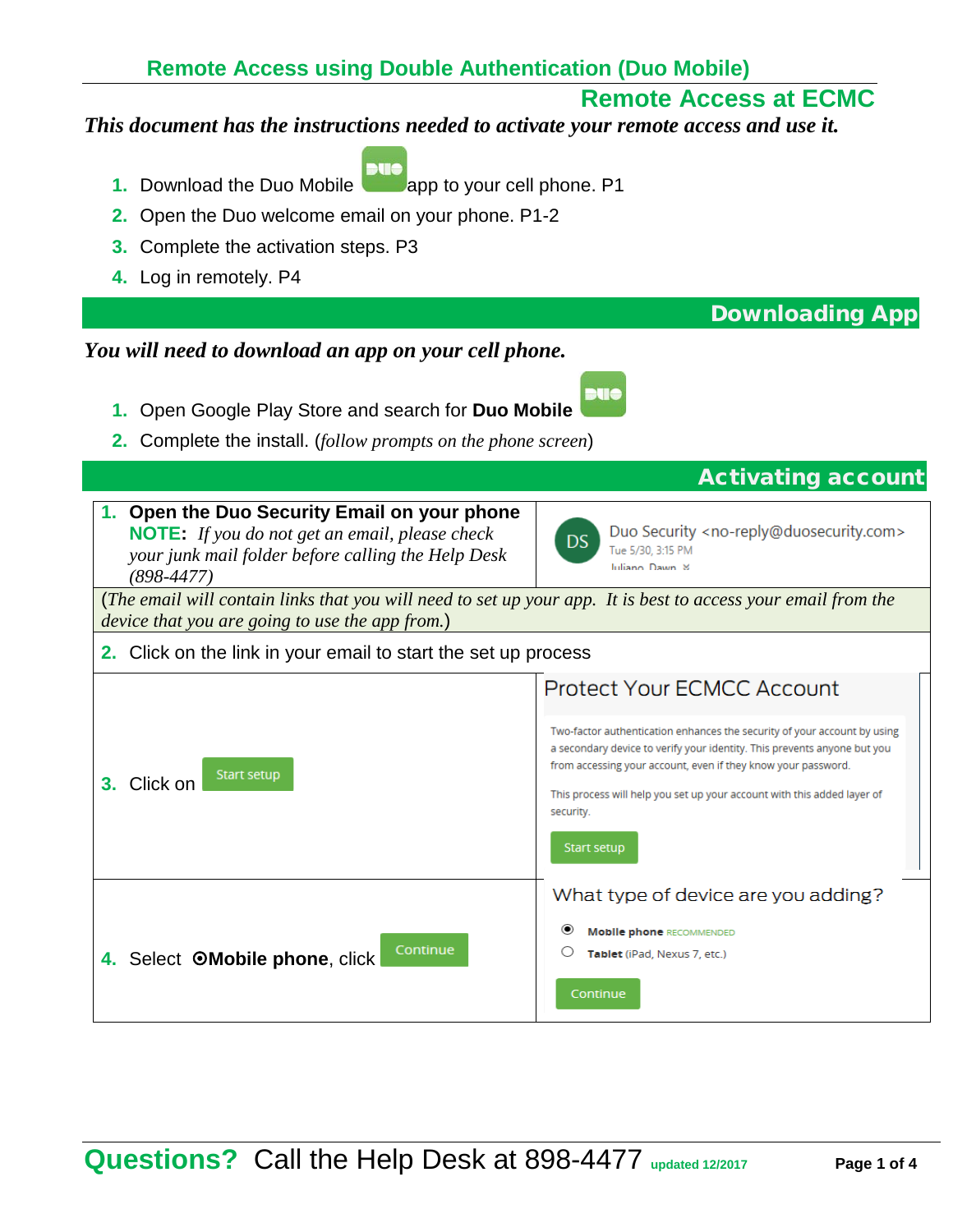# Remote Access using Double Authentication (Duo Mobile)

## Remote Access at ECMC

***This document has the instructions needed to activate your remote access and use it.***

1. Download the Duo Mobile app to your cell phone. P1
2. Open the Duo welcome email on your phone. P1-2
3. Complete the activation steps. P3
4. Log in remotely. P4

## Downloading App

***You will need to download an app on your cell phone.***

1. Open Google Play Store and search for **Duo Mobile**
2. Complete the install. (*follow prompts on the phone screen*)

## Activating account

| | |
|---|---|
| 1. **Open the Duo Security Email on your phone**<br>**NOTE:** *If you do not get an email, please check your junk mail folder before calling the Help Desk (898-4477)* | DS Duo Security <no-reply@duosecurity.com><br>Tue 5/30, 3:15 PM<br>Juliano, Dawn |
| (*The email will contain links that you will need to set up your app. It is best to access your email from the device that you are going to use the app from.*) | |
| 2. Click on the link in your email to start the set up process | |
| 3. Click on Start setup | Protect Your ECMCC Account<br>Two-factor authentication enhances the security of your account by using a secondary device to verify your identity. This prevents anyone but you from accessing your account, even if they know your password.<br>This process will help you set up your account with this added layer of security.<br>Start setup |
| 4. Select ⦿**Mobile phone**, click Continue | What type of device are you adding?<br>⦿ **Mobile phone** RECOMMENDED<br>○ **Tablet** (iPad, Nexus 7, etc.)<br>Continue |

**Questions?** Call the Help Desk at 898-4477 updated 12/2017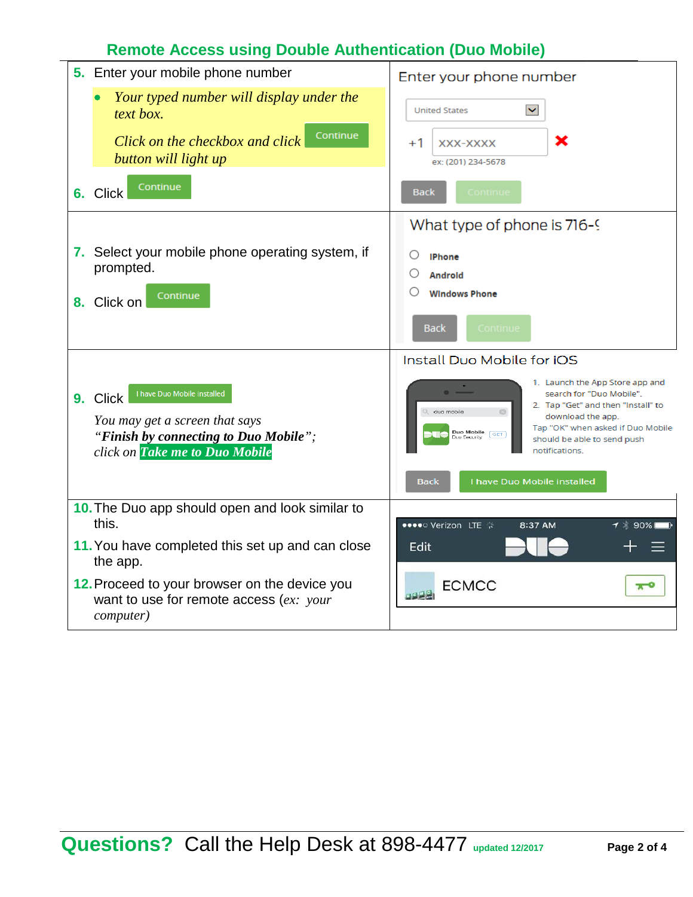## Remote Access using Double Authentication (Duo Mobile)

| | |
|---|---|
| **5.** Enter your mobile phone number<br>• *Your typed number will display under the text box.*<br>*Click on the checkbox and click* Continue *button will light up*<br>**6.** Click Continue | Enter your phone number<br>United States<br>+1 XXX-XXXX<br>ex: (201) 234-5678<br>Back Continue |
| **7.** Select your mobile phone operating system, if prompted.<br>**8.** Click on Continue | What type of phone is 716-9<br>iPhone<br>Android<br>Windows Phone<br>Back Continue |
| **9.** Click I have Duo Mobile installed<br>*You may get a screen that says "**Finish by connecting to Duo Mobile**"; click on **Take me to Duo Mobile*** | Install Duo Mobile for iOS<br>1. Launch the App Store app and search for "Duo Mobile".<br>2. Tap "Get" and then "Install" to download the app.<br>Tap "OK" when asked if Duo Mobile should be able to send push notifications.<br>Back I have Duo Mobile installed |
| **10.** The Duo app should open and look similar to this.<br>**11.** You have completed this set up and can close the app.<br>**12.** Proceed to your browser on the device you want to use for remote access (*ex: your computer*) | Verizon LTE 8:37 AM 90%<br>Edit DUO<br>ECMCC |

**Questions?** Call the Help Desk at 898-4477 updated 12/2017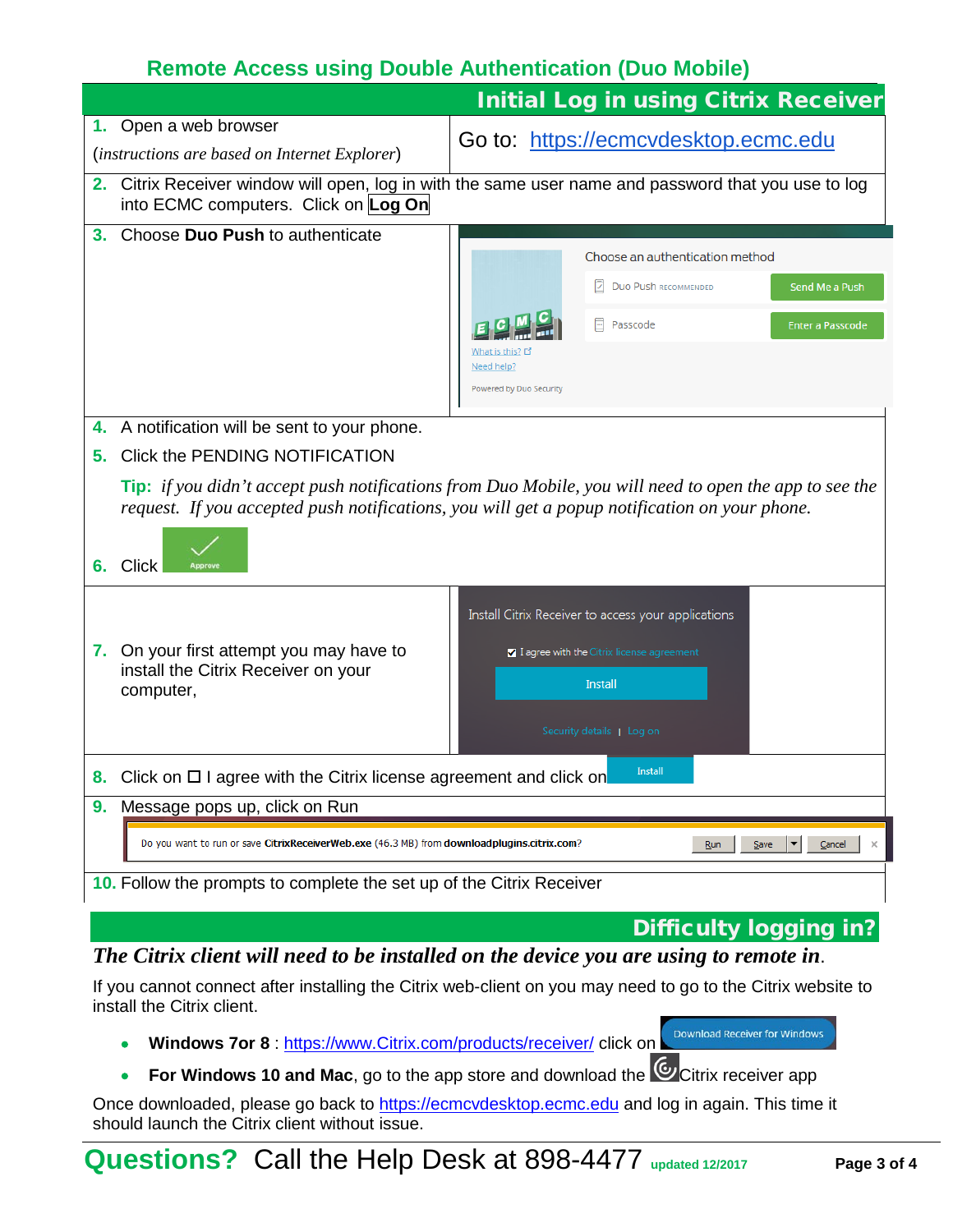## Remote Access using Double Authentication (Duo Mobile)

### Initial Log in using Citrix Receiver

1. Open a web browser

   (*instructions are based on Internet Explorer*)

   Go to: https://ecmcvdesktop.ecmc.edu

2. Citrix Receiver window will open, log in with the same user name and password that you use to log into ECMC computers. Click on **Log On**

3. Choose **Duo Push** to authenticate

4. A notification will be sent to your phone.

5. Click the PENDING NOTIFICATION

   **Tip:** *if you didn't accept push notifications from Duo Mobile, you will need to open the app to see the request. If you accepted push notifications, you will get a popup notification on your phone.*

6. Click Approve

7. On your first attempt you may have to install the Citrix Receiver on your computer,

8. Click on ☐ I agree with the Citrix license agreement and click on Install

9. Message pops up, click on Run

10. Follow the prompts to complete the set up of the Citrix Receiver

### Difficulty logging in?

***The Citrix client will need to be installed on the device you are using to remote in.***

If you cannot connect after installing the Citrix web-client on you may need to go to the Citrix website to install the Citrix client.

- **Windows 7or 8** : https://www.Citrix.com/products/receiver/ click on Download Receiver for Windows
- **For Windows 10 and Mac**, go to the app store and download the Citrix receiver app

Once downloaded, please go back to https://ecmcvdesktop.ecmc.edu and log in again. This time it should launch the Citrix client without issue.

**Questions?** Call the Help Desk at 898-4477 updated 12/2017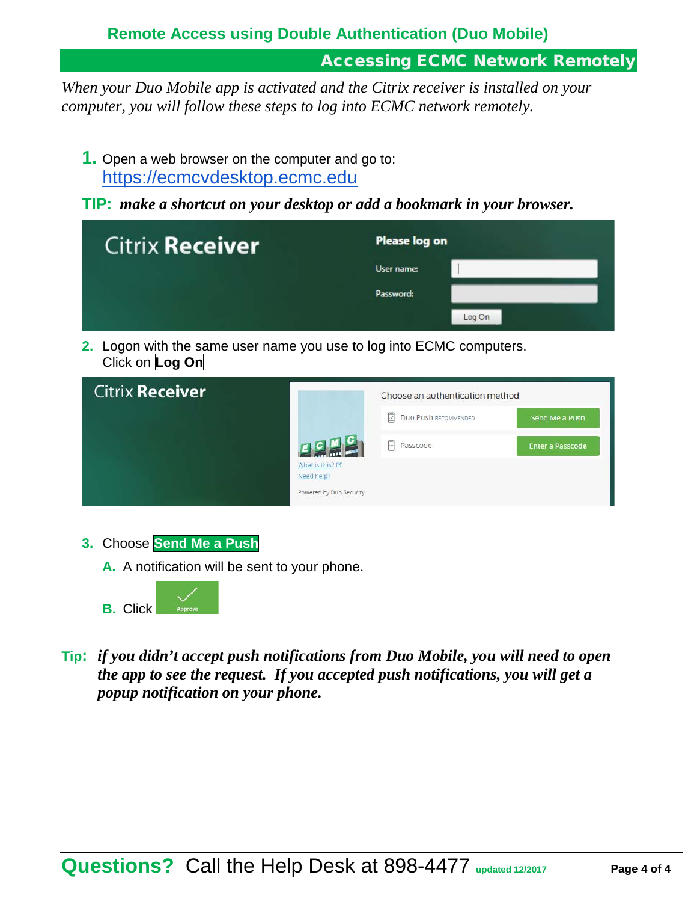## Remote Access using Double Authentication (Duo Mobile)

# Accessing ECMC Network Remotely

*When your Duo Mobile app is activated and the Citrix receiver is installed on your computer, you will follow these steps to log into ECMC network remotely.*

**1.** Open a web browser on the computer and go to: https://ecmcvdesktop.ecmc.edu

**TIP:** ***make a shortcut on your desktop or add a bookmark in your browser.***

Citrix Receiver

Please log on

User name:

Password:

Log On

**2.** Logon with the same user name you use to log into ECMC computers. Click on **Log On**

Citrix Receiver

Choose an authentication method

Duo Push RECOMMENDED — Send Me a Push

Passcode — Enter a Passcode

What is this?

Need help?

Powered by Duo Security

**3.** Choose **Send Me a Push**

**A.** A notification will be sent to your phone.

**B.** Click Approve

**Tip:** ***if you didn't accept push notifications from Duo Mobile, you will need to open the app to see the request. If you accepted push notifications, you will get a popup notification on your phone.***

**Questions?** Call the Help Desk at 898-4477 updated 12/2017